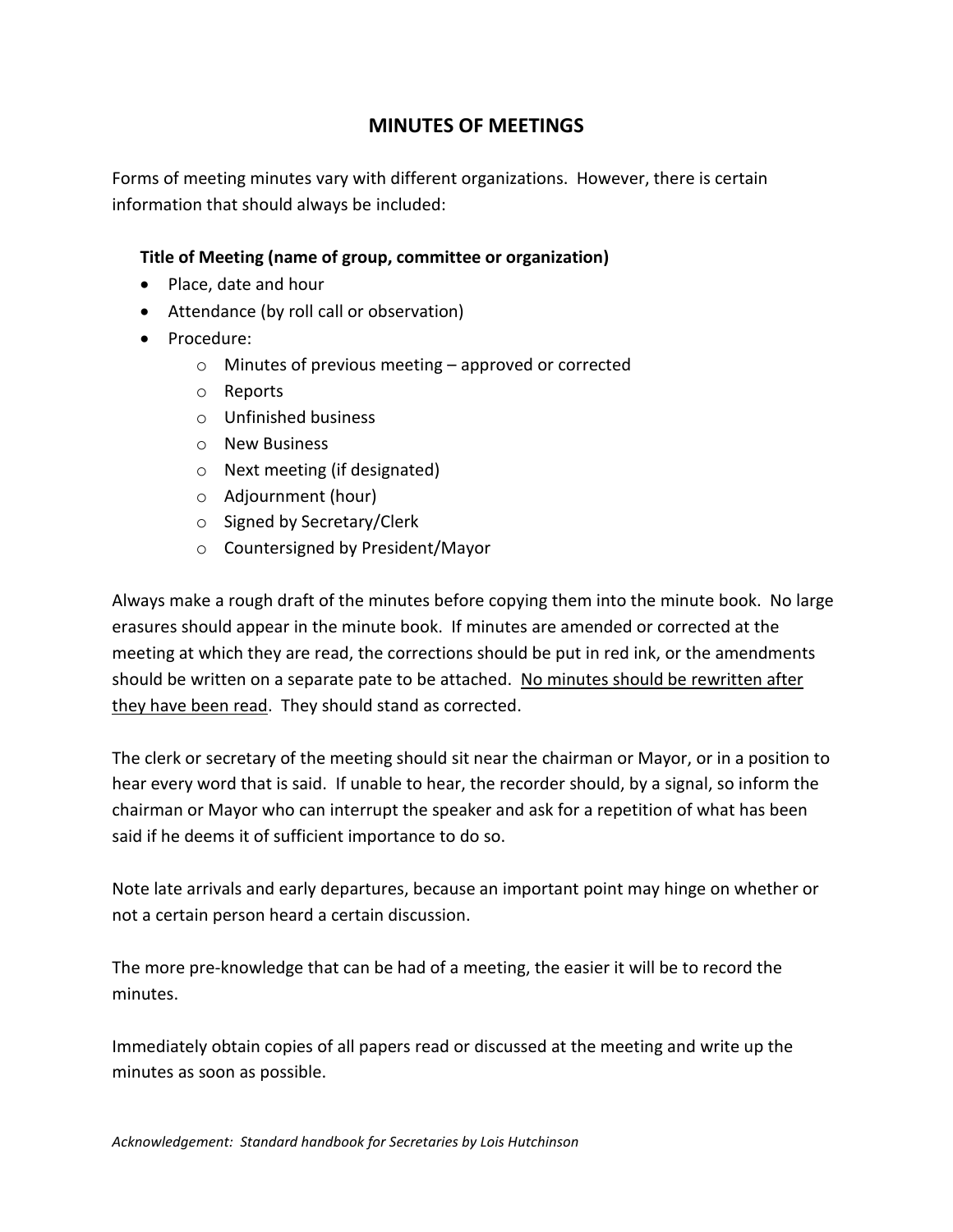# MINUTES OF MEETINGS

Forms of meeting minutes vary with different organizations. However, there is certain information that should always be included:

**Title of Meeting (name of group, committee or organization)**

- Place, date and hour
- Attendance (by roll call or observation)
- Procedure:
  - Minutes of previous meeting – approved or corrected
  - Reports
  - Unfinished business
  - New Business
  - Next meeting (if designated)
  - Adjournment (hour)
  - Signed by Secretary/Clerk
  - Countersigned by President/Mayor

Always make a rough draft of the minutes before copying them into the minute book. No large erasures should appear in the minute book. If minutes are amended or corrected at the meeting at which they are read, the corrections should be put in red ink, or the amendments should be written on a separate pate to be attached. <u>No minutes should be rewritten after they have been read</u>. They should stand as corrected.

The clerk or secretary of the meeting should sit near the chairman or Mayor, or in a position to hear every word that is said. If unable to hear, the recorder should, by a signal, so inform the chairman or Mayor who can interrupt the speaker and ask for a repetition of what has been said if he deems it of sufficient importance to do so.

Note late arrivals and early departures, because an important point may hinge on whether or not a certain person heard a certain discussion.

The more pre-knowledge that can be had of a meeting, the easier it will be to record the minutes.

Immediately obtain copies of all papers read or discussed at the meeting and write up the minutes as soon as possible.

*Acknowledgement: Standard handbook for Secretaries by Lois Hutchinson*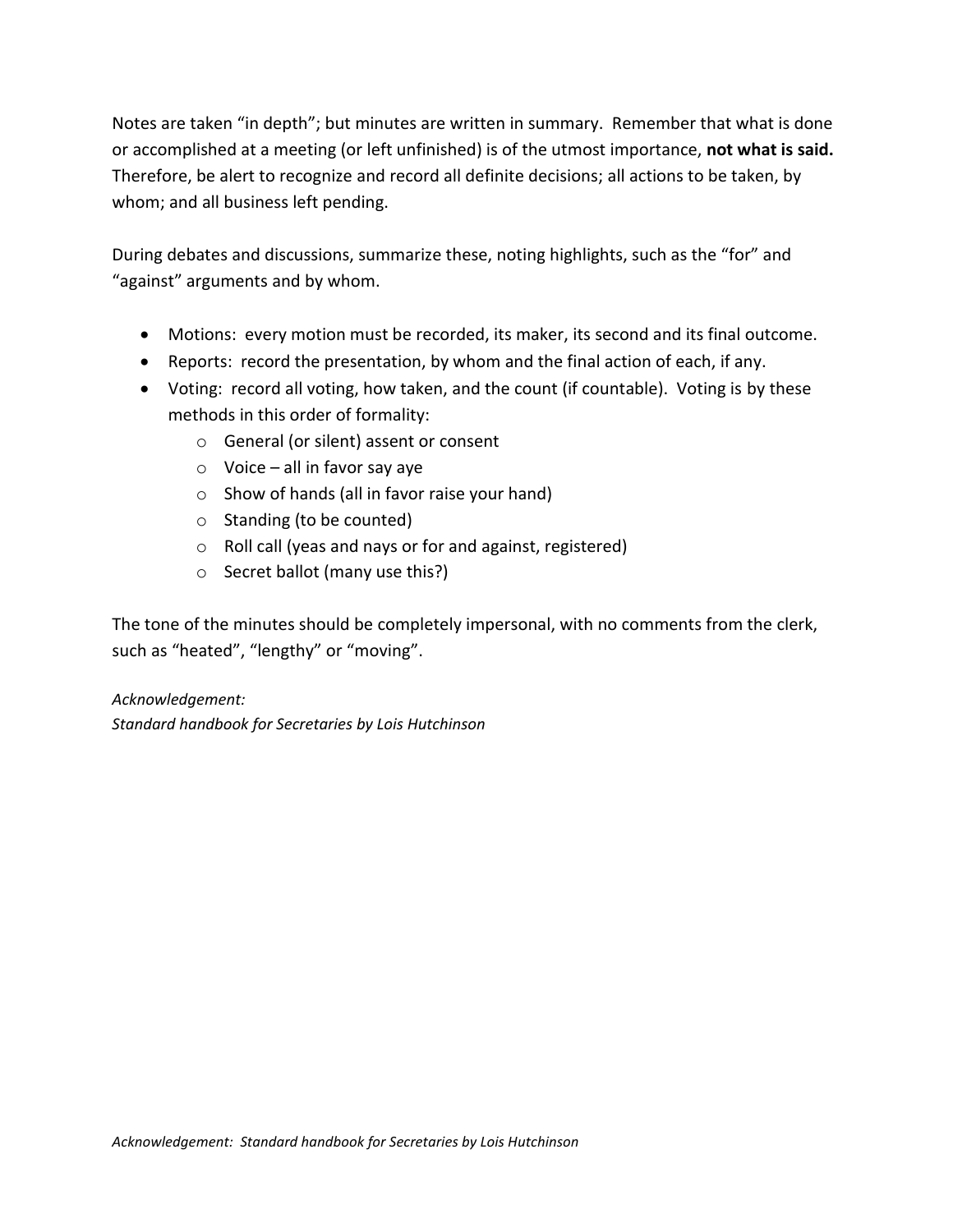Notes are taken "in depth"; but minutes are written in summary. Remember that what is done or accomplished at a meeting (or left unfinished) is of the utmost importance, **not what is said.** Therefore, be alert to recognize and record all definite decisions; all actions to be taken, by whom; and all business left pending.

During debates and discussions, summarize these, noting highlights, such as the "for" and "against" arguments and by whom.

- Motions: every motion must be recorded, its maker, its second and its final outcome.
- Reports: record the presentation, by whom and the final action of each, if any.
- Voting: record all voting, how taken, and the count (if countable). Voting is by these methods in this order of formality:
  - General (or silent) assent or consent
  - Voice – all in favor say aye
  - Show of hands (all in favor raise your hand)
  - Standing (to be counted)
  - Roll call (yeas and nays or for and against, registered)
  - Secret ballot (many use this?)

The tone of the minutes should be completely impersonal, with no comments from the clerk, such as "heated", "lengthy" or "moving".

*Acknowledgement:*
*Standard handbook for Secretaries by Lois Hutchinson*